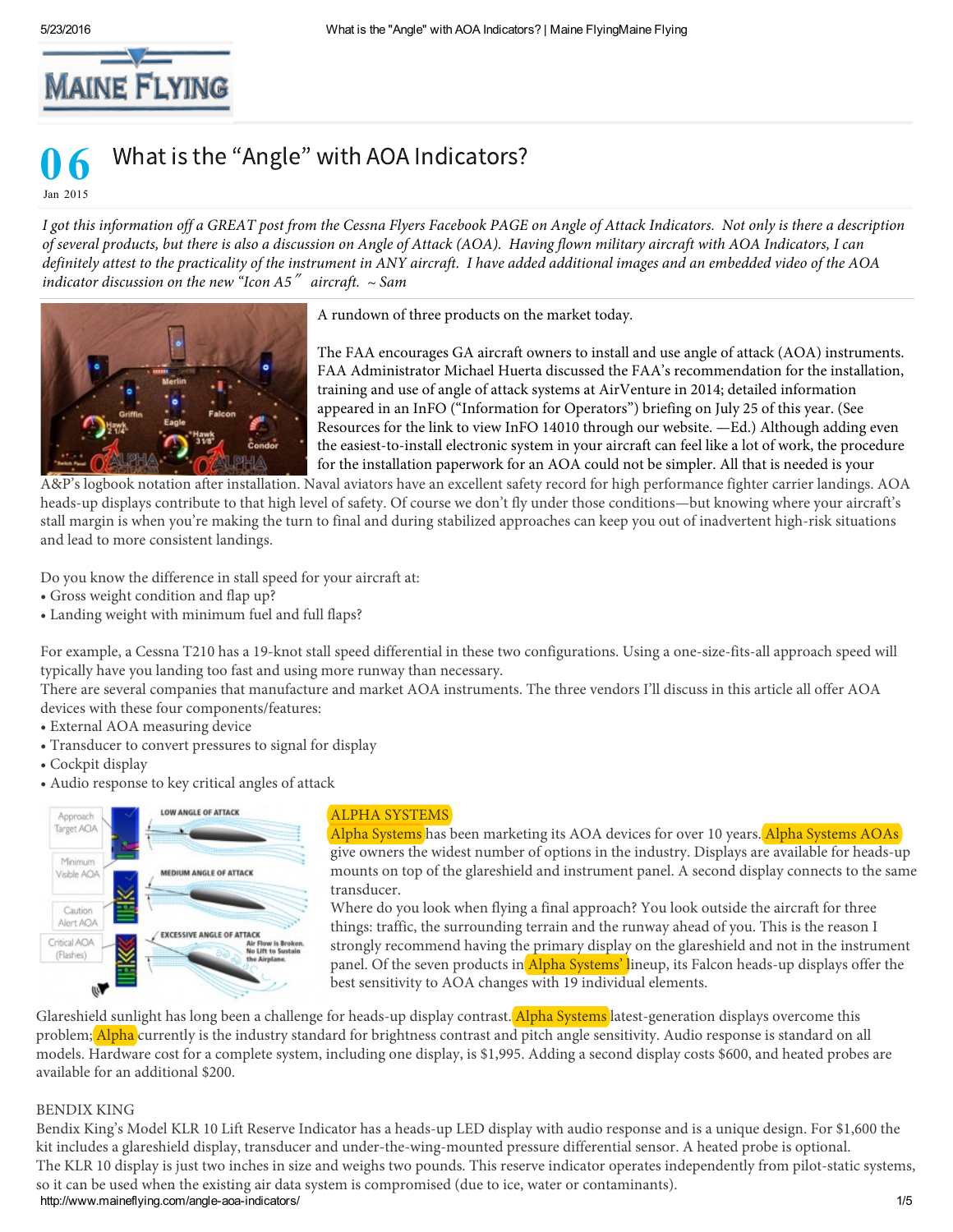# What is the "Angle" with AOA Indicators?

06 Jan 2015

*I got this information off a GREAT post from the Cessna Flyers Facebook PAGE on Angle of Attack Indicators. Not only is there a description of several products, but there is also a discussion on Angle of Attack (AOA). Having flown military aircraft with AOA Indicators, I can definitely attest to the practicality of the instrument in ANY aircraft. I have added additional images and an embedded video of the AOA indicator discussion on the new "Icon A5" aircraft. ~ Sam*

A rundown of three products on the market today.

The FAA encourages GA aircraft owners to install and use angle of attack (AOA) instruments. FAA Administrator Michael Huerta discussed the FAA's recommendation for the installation, training and use of angle of attack systems at AirVenture in 2014; detailed information appeared in an InFO ("Information for Operators") briefing on July 25 of this year. (See Resources for the link to view InFO 14010 through our website. —Ed.) Although adding even the easiest-to-install electronic system in your aircraft can feel like a lot of work, the procedure for the installation paperwork for an AOA could not be simpler. All that is needed is your A&P's logbook notation after installation. Naval aviators have an excellent safety record for high performance fighter carrier landings. AOA heads-up displays contribute to that high level of safety. Of course we don't fly under those conditions—but knowing where your aircraft's stall margin is when you're making the turn to final and during stabilized approaches can keep you out of inadvertent high-risk situations and lead to more consistent landings.

Do you know the difference in stall speed for your aircraft at:

- Gross weight condition and flap up?
- Landing weight with minimum fuel and full flaps?

For example, a Cessna T210 has a 19-knot stall speed differential in these two configurations. Using a one-size-fits-all approach speed will typically have you landing too fast and using more runway than necessary.

There are several companies that manufacture and market AOA instruments. The three vendors I'll discuss in this article all offer AOA devices with these four components/features:

- External AOA measuring device
- Transducer to convert pressures to signal for display
- Cockpit display
- Audio response to key critical angles of attack

## ALPHA SYSTEMS

Alpha Systems has been marketing its AOA devices for over 10 years. Alpha Systems AOAs give owners the widest number of options in the industry. Displays are available for heads-up mounts on top of the glareshield and instrument panel. A second display connects to the same transducer.

Where do you look when flying a final approach? You look outside the aircraft for three things: traffic, the surrounding terrain and the runway ahead of you. This is the reason I strongly recommend having the primary display on the glareshield and not in the instrument panel. Of the seven products in Alpha Systems' lineup, its Falcon heads-up displays offer the best sensitivity to AOA changes with 19 individual elements.

Glareshield sunlight has long been a challenge for heads-up display contrast. Alpha Systems latest-generation displays overcome this problem; Alpha currently is the industry standard for brightness contrast and pitch angle sensitivity. Audio response is standard on all models. Hardware cost for a complete system, including one display, is $1,995. Adding a second display costs $600, and heated probes are available for an additional $200.

## BENDIX KING

Bendix King's Model KLR 10 Lift Reserve Indicator has a heads-up LED display with audio response and is a unique design. For $1,600 the kit includes a glareshield display, transducer and under-the-wing-mounted pressure differential sensor. A heated probe is optional.

The KLR 10 display is just two inches in size and weighs two pounds. This reserve indicator operates independently from pilot-static systems, so it can be used when the existing air data system is compromised (due to ice, water or contaminants).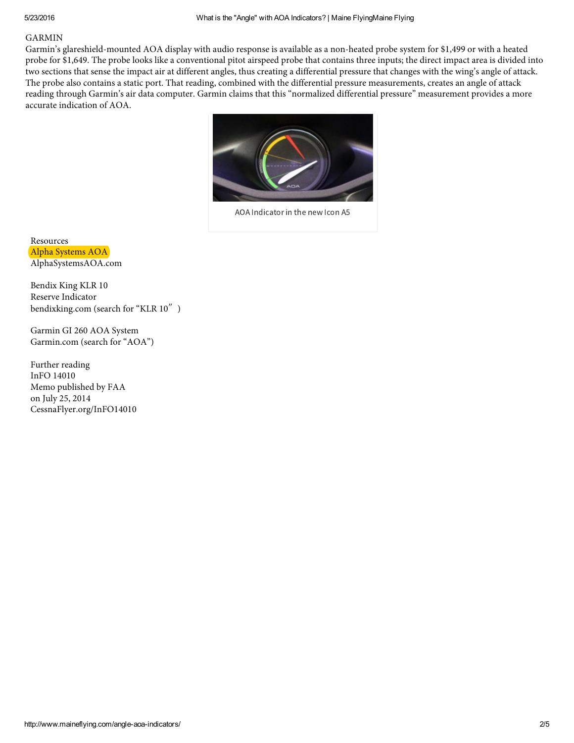GARMIN

Garmin's glareshield-mounted AOA display with audio response is available as a non-heated probe system for $1,499 or with a heated probe for $1,649. The probe looks like a conventional pitot airspeed probe that contains three inputs; the direct impact area is divided into two sections that sense the impact air at different angles, thus creating a differential pressure that changes with the wing's angle of attack. The probe also contains a static port. That reading, combined with the differential pressure measurements, creates an angle of attack reading through Garmin's air data computer. Garmin claims that this "normalized differential pressure" measurement provides a more accurate indication of AOA.

AOA Indicator in the new Icon A5

Resources
Alpha Systems AOA
AlphaSystemsAOA.com

Bendix King KLR 10
Reserve Indicator
bendixking.com (search for "KLR 10")

Garmin GI 260 AOA System
Garmin.com (search for "AOA")

Further reading
InFO 14010
Memo published by FAA
on July 25, 2014
CessnaFlyer.org/InFO14010